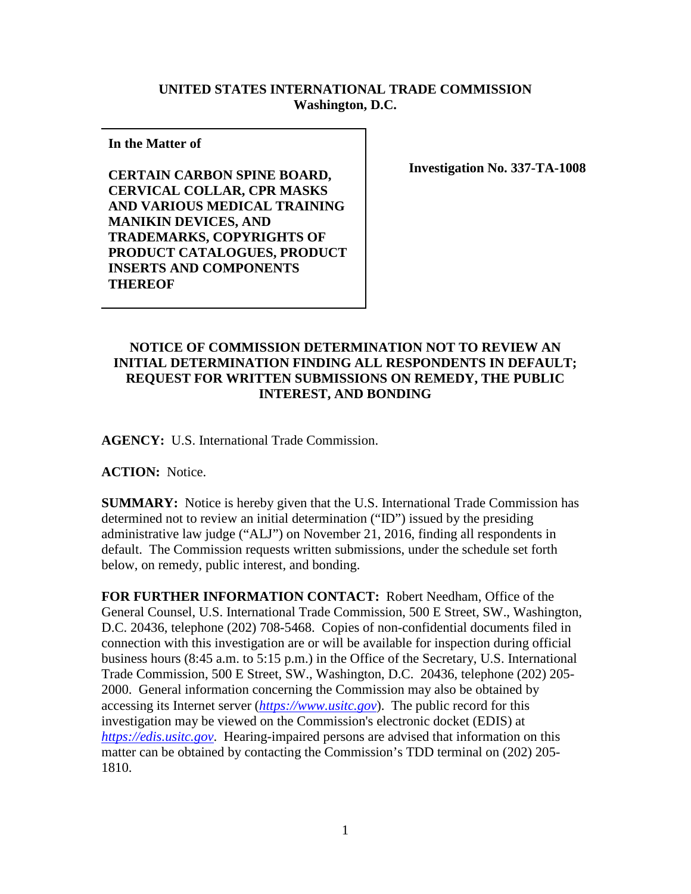**UNITED STATES INTERNATIONAL TRADE COMMISSION**
**Washington, D.C.**

**In the Matter of**

**CERTAIN CARBON SPINE BOARD, CERVICAL COLLAR, CPR MASKS AND VARIOUS MEDICAL TRAINING MANIKIN DEVICES, AND TRADEMARKS, COPYRIGHTS OF PRODUCT CATALOGUES, PRODUCT INSERTS AND COMPONENTS THEREOF**

**Investigation No. 337-TA-1008**

**NOTICE OF COMMISSION DETERMINATION NOT TO REVIEW AN INITIAL DETERMINATION FINDING ALL RESPONDENTS IN DEFAULT; REQUEST FOR WRITTEN SUBMISSIONS ON REMEDY, THE PUBLIC INTEREST, AND BONDING**

**AGENCY:** U.S. International Trade Commission.

**ACTION:** Notice.

**SUMMARY:** Notice is hereby given that the U.S. International Trade Commission has determined not to review an initial determination ("ID") issued by the presiding administrative law judge ("ALJ") on November 21, 2016, finding all respondents in default. The Commission requests written submissions, under the schedule set forth below, on remedy, public interest, and bonding.

**FOR FURTHER INFORMATION CONTACT:** Robert Needham, Office of the General Counsel, U.S. International Trade Commission, 500 E Street, SW., Washington, D.C. 20436, telephone (202) 708-5468. Copies of non-confidential documents filed in connection with this investigation are or will be available for inspection during official business hours (8:45 a.m. to 5:15 p.m.) in the Office of the Secretary, U.S. International Trade Commission, 500 E Street, SW., Washington, D.C. 20436, telephone (202) 205-2000. General information concerning the Commission may also be obtained by accessing its Internet server (*https://www.usitc.gov*). The public record for this investigation may be viewed on the Commission's electronic docket (EDIS) at *https://edis.usitc.gov*. Hearing-impaired persons are advised that information on this matter can be obtained by contacting the Commission's TDD terminal on (202) 205-1810.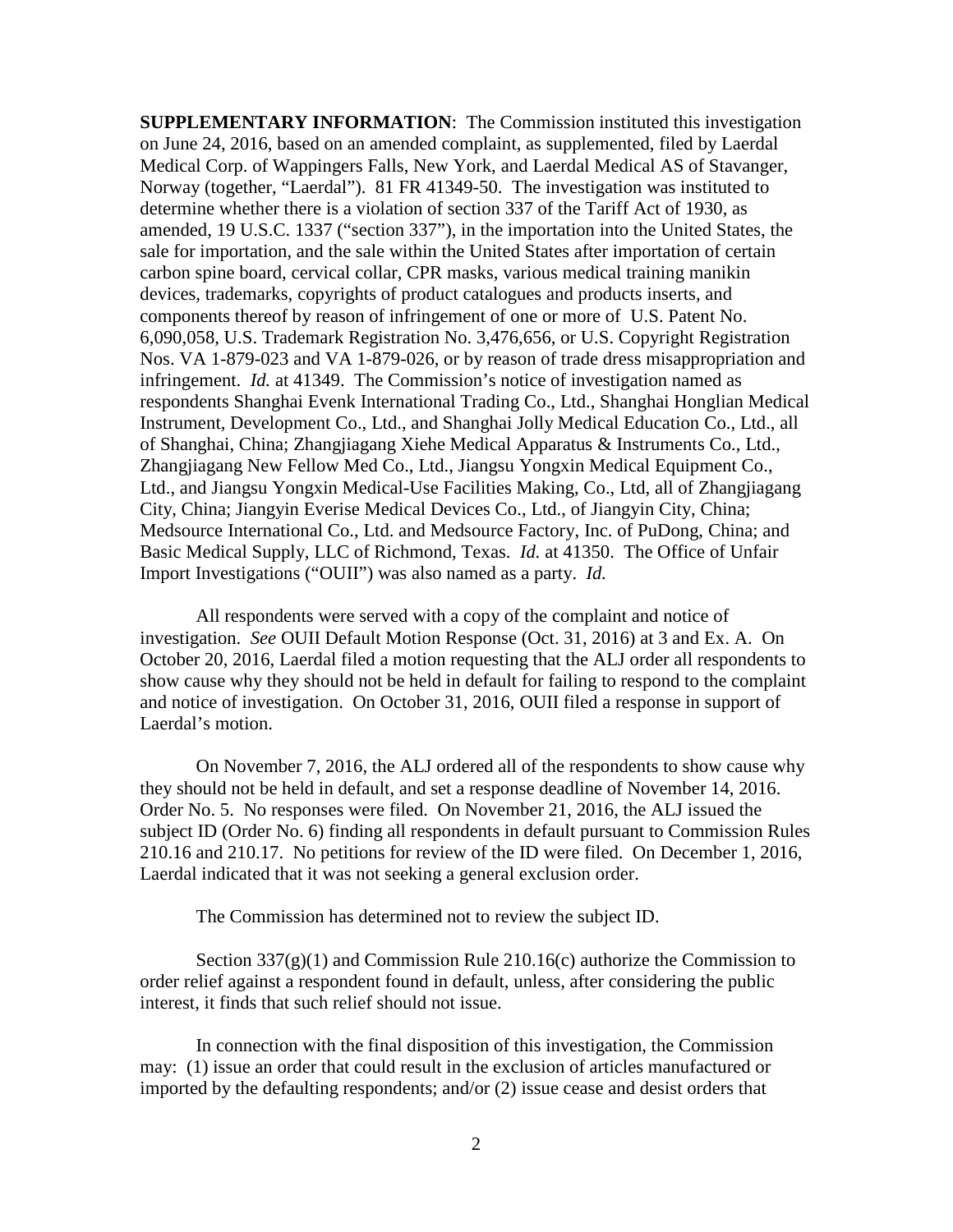**SUPPLEMENTARY INFORMATION**: The Commission instituted this investigation on June 24, 2016, based on an amended complaint, as supplemented, filed by Laerdal Medical Corp. of Wappingers Falls, New York, and Laerdal Medical AS of Stavanger, Norway (together, "Laerdal"). 81 FR 41349-50. The investigation was instituted to determine whether there is a violation of section 337 of the Tariff Act of 1930, as amended, 19 U.S.C. 1337 ("section 337"), in the importation into the United States, the sale for importation, and the sale within the United States after importation of certain carbon spine board, cervical collar, CPR masks, various medical training manikin devices, trademarks, copyrights of product catalogues and products inserts, and components thereof by reason of infringement of one or more of U.S. Patent No. 6,090,058, U.S. Trademark Registration No. 3,476,656, or U.S. Copyright Registration Nos. VA 1-879-023 and VA 1-879-026, or by reason of trade dress misappropriation and infringement. *Id.* at 41349. The Commission's notice of investigation named as respondents Shanghai Evenk International Trading Co., Ltd., Shanghai Honglian Medical Instrument, Development Co., Ltd., and Shanghai Jolly Medical Education Co., Ltd., all of Shanghai, China; Zhangjiagang Xiehe Medical Apparatus & Instruments Co., Ltd., Zhangjiagang New Fellow Med Co., Ltd., Jiangsu Yongxin Medical Equipment Co., Ltd., and Jiangsu Yongxin Medical-Use Facilities Making, Co., Ltd, all of Zhangjiagang City, China; Jiangyin Everise Medical Devices Co., Ltd., of Jiangyin City, China; Medsource International Co., Ltd. and Medsource Factory, Inc. of PuDong, China; and Basic Medical Supply, LLC of Richmond, Texas. *Id.* at 41350. The Office of Unfair Import Investigations ("OUII") was also named as a party. *Id.*

All respondents were served with a copy of the complaint and notice of investigation. *See* OUII Default Motion Response (Oct. 31, 2016) at 3 and Ex. A. On October 20, 2016, Laerdal filed a motion requesting that the ALJ order all respondents to show cause why they should not be held in default for failing to respond to the complaint and notice of investigation. On October 31, 2016, OUII filed a response in support of Laerdal's motion.

On November 7, 2016, the ALJ ordered all of the respondents to show cause why they should not be held in default, and set a response deadline of November 14, 2016. Order No. 5. No responses were filed. On November 21, 2016, the ALJ issued the subject ID (Order No. 6) finding all respondents in default pursuant to Commission Rules 210.16 and 210.17. No petitions for review of the ID were filed. On December 1, 2016, Laerdal indicated that it was not seeking a general exclusion order.

The Commission has determined not to review the subject ID.

Section 337(g)(1) and Commission Rule 210.16(c) authorize the Commission to order relief against a respondent found in default, unless, after considering the public interest, it finds that such relief should not issue.

In connection with the final disposition of this investigation, the Commission may: (1) issue an order that could result in the exclusion of articles manufactured or imported by the defaulting respondents; and/or (2) issue cease and desist orders that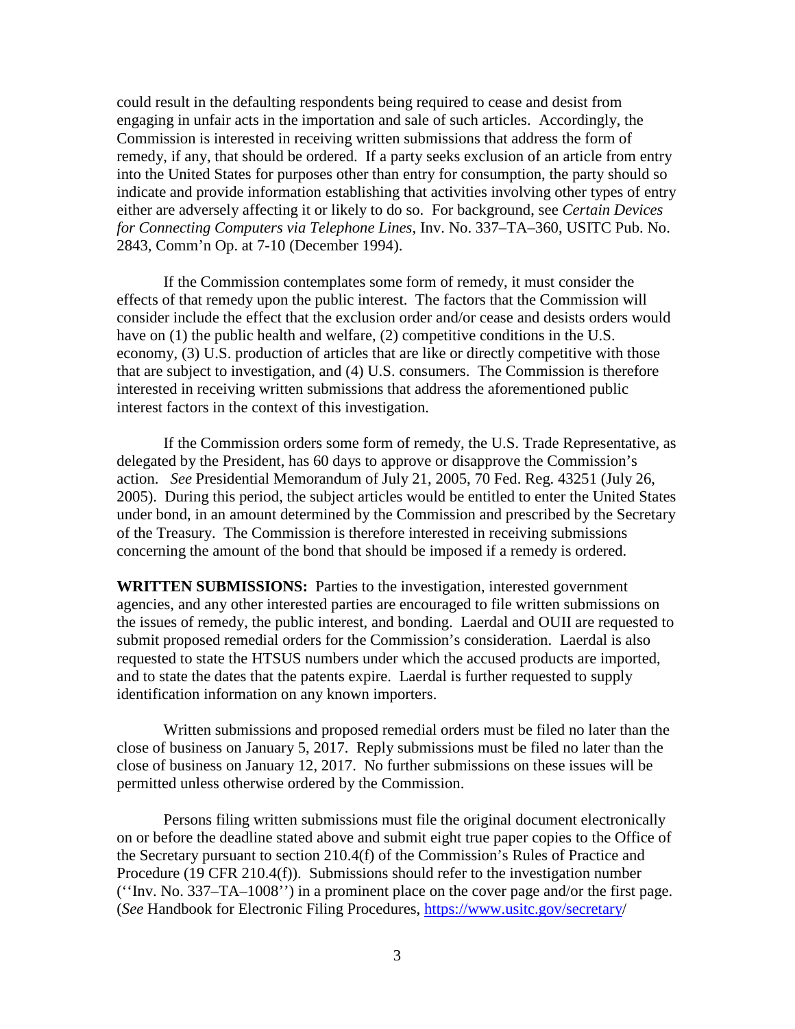could result in the defaulting respondents being required to cease and desist from engaging in unfair acts in the importation and sale of such articles. Accordingly, the Commission is interested in receiving written submissions that address the form of remedy, if any, that should be ordered. If a party seeks exclusion of an article from entry into the United States for purposes other than entry for consumption, the party should so indicate and provide information establishing that activities involving other types of entry either are adversely affecting it or likely to do so. For background, see *Certain Devices for Connecting Computers via Telephone Lines*, Inv. No. 337–TA–360, USITC Pub. No. 2843, Comm'n Op. at 7-10 (December 1994).

If the Commission contemplates some form of remedy, it must consider the effects of that remedy upon the public interest. The factors that the Commission will consider include the effect that the exclusion order and/or cease and desists orders would have on (1) the public health and welfare, (2) competitive conditions in the U.S. economy, (3) U.S. production of articles that are like or directly competitive with those that are subject to investigation, and (4) U.S. consumers. The Commission is therefore interested in receiving written submissions that address the aforementioned public interest factors in the context of this investigation.

If the Commission orders some form of remedy, the U.S. Trade Representative, as delegated by the President, has 60 days to approve or disapprove the Commission's action. *See* Presidential Memorandum of July 21, 2005, 70 Fed. Reg. 43251 (July 26, 2005). During this period, the subject articles would be entitled to enter the United States under bond, in an amount determined by the Commission and prescribed by the Secretary of the Treasury. The Commission is therefore interested in receiving submissions concerning the amount of the bond that should be imposed if a remedy is ordered.

**WRITTEN SUBMISSIONS:** Parties to the investigation, interested government agencies, and any other interested parties are encouraged to file written submissions on the issues of remedy, the public interest, and bonding. Laerdal and OUII are requested to submit proposed remedial orders for the Commission's consideration. Laerdal is also requested to state the HTSUS numbers under which the accused products are imported, and to state the dates that the patents expire. Laerdal is further requested to supply identification information on any known importers.

Written submissions and proposed remedial orders must be filed no later than the close of business on January 5, 2017. Reply submissions must be filed no later than the close of business on January 12, 2017. No further submissions on these issues will be permitted unless otherwise ordered by the Commission.

Persons filing written submissions must file the original document electronically on or before the deadline stated above and submit eight true paper copies to the Office of the Secretary pursuant to section 210.4(f) of the Commission's Rules of Practice and Procedure (19 CFR 210.4(f)). Submissions should refer to the investigation number (''Inv. No. 337–TA–1008'') in a prominent place on the cover page and/or the first page. (*See* Handbook for Electronic Filing Procedures, https://www.usitc.gov/secretary/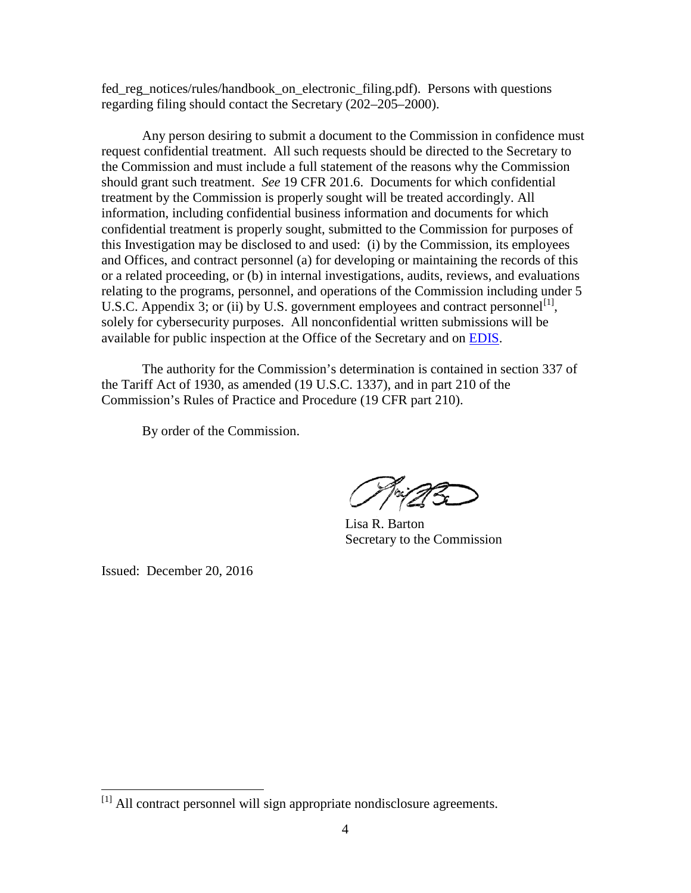fed_reg_notices/rules/handbook_on_electronic_filing.pdf). Persons with questions regarding filing should contact the Secretary (202–205–2000).

Any person desiring to submit a document to the Commission in confidence must request confidential treatment. All such requests should be directed to the Secretary to the Commission and must include a full statement of the reasons why the Commission should grant such treatment. *See* 19 CFR 201.6. Documents for which confidential treatment by the Commission is properly sought will be treated accordingly. All information, including confidential business information and documents for which confidential treatment is properly sought, submitted to the Commission for purposes of this Investigation may be disclosed to and used: (i) by the Commission, its employees and Offices, and contract personnel (a) for developing or maintaining the records of this or a related proceeding, or (b) in internal investigations, audits, reviews, and evaluations relating to the programs, personnel, and operations of the Commission including under 5 U.S.C. Appendix 3; or (ii) by U.S. government employees and contract personnel[1], solely for cybersecurity purposes. All nonconfidential written submissions will be available for public inspection at the Office of the Secretary and on EDIS.

The authority for the Commission's determination is contained in section 337 of the Tariff Act of 1930, as amended (19 U.S.C. 1337), and in part 210 of the Commission's Rules of Practice and Procedure (19 CFR part 210).

By order of the Commission.

Lisa R. Barton
Secretary to the Commission

Issued: December 20, 2016

[1] All contract personnel will sign appropriate nondisclosure agreements.